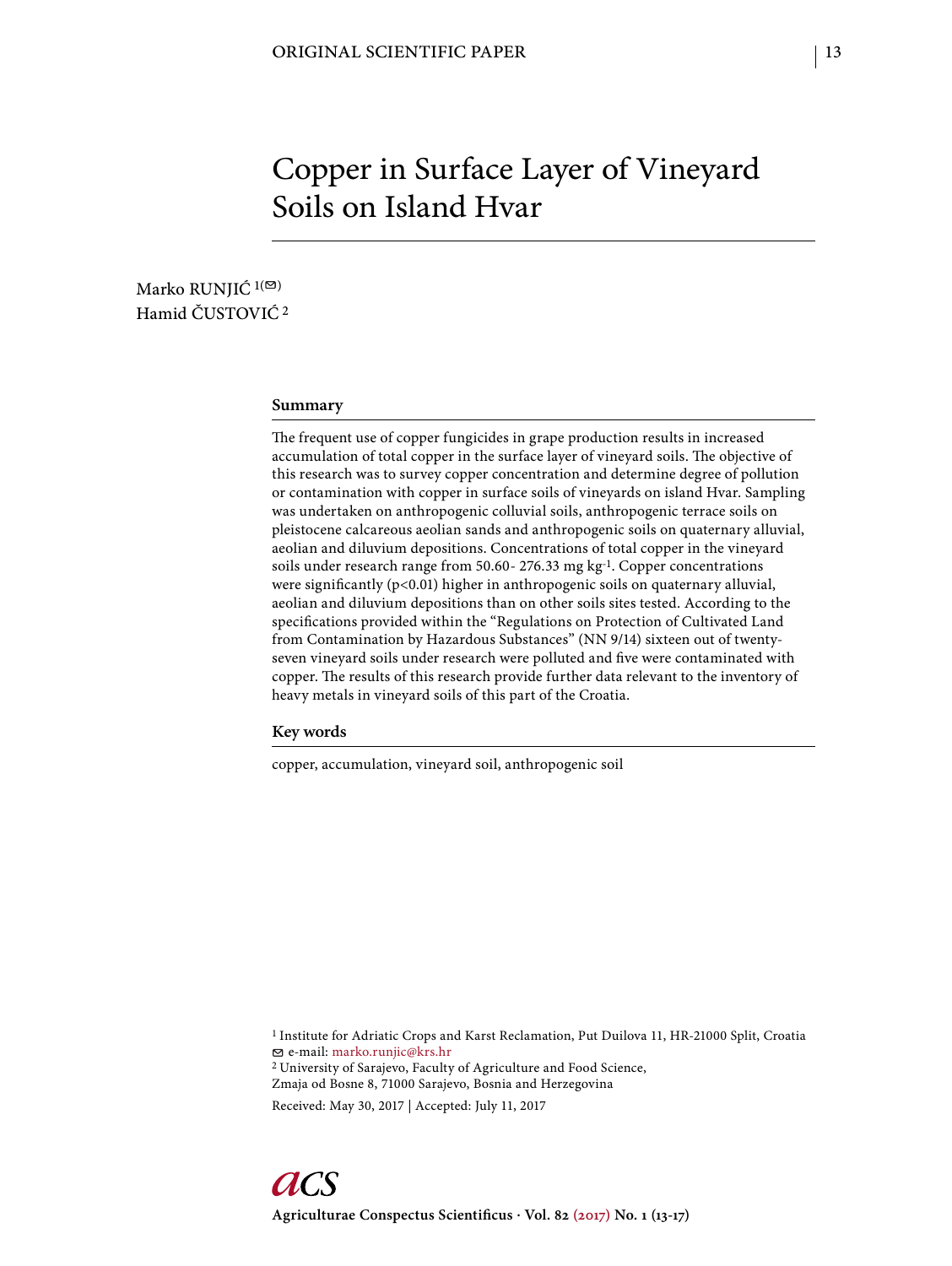# Copper in Surface Layer of Vineyard Soils on Island Hvar

Marko RUNJIĆ [1(✉)]
Hamid ČUSTOVIĆ [2]

## Summary

The frequent use of copper fungicides in grape production results in increased accumulation of total copper in the surface layer of vineyard soils. The objective of this research was to survey copper concentration and determine degree of pollution or contamination with copper in surface soils of vineyards on island Hvar. Sampling was undertaken on anthropogenic colluvial soils, anthropogenic terrace soils on pleistocene calcareous aeolian sands and anthropogenic soils on quaternary alluvial, aeolian and diluvium depositions. Concentrations of total copper in the vineyard soils under research range from 50.60- 276.33 mg $kg^{-1}$. Copper concentrations were significantly ($p<0.01$) higher in anthropogenic soils on quaternary alluvial, aeolian and diluvium depositions than on other soils sites tested. According to the specifications provided within the "Regulations on Protection of Cultivated Land from Contamination by Hazardous Substances" (NN 9/14) sixteen out of twenty-seven vineyard soils under research were polluted and five were contaminated with copper. The results of this research provide further data relevant to the inventory of heavy metals in vineyard soils of this part of the Croatia.

## Key words

copper, accumulation, vineyard soil, anthropogenic soil

[1] Institute for Adriatic Crops and Karst Reclamation, Put Duilova 11, HR-21000 Split, Croatia
✉ e-mail: marko.runjic@krs.hr
[2] University of Sarajevo, Faculty of Agriculture and Food Science, Zmaja od Bosne 8, 71000 Sarajevo, Bosnia and Herzegovina

Received: May 30, 2017 | Accepted: July 11, 2017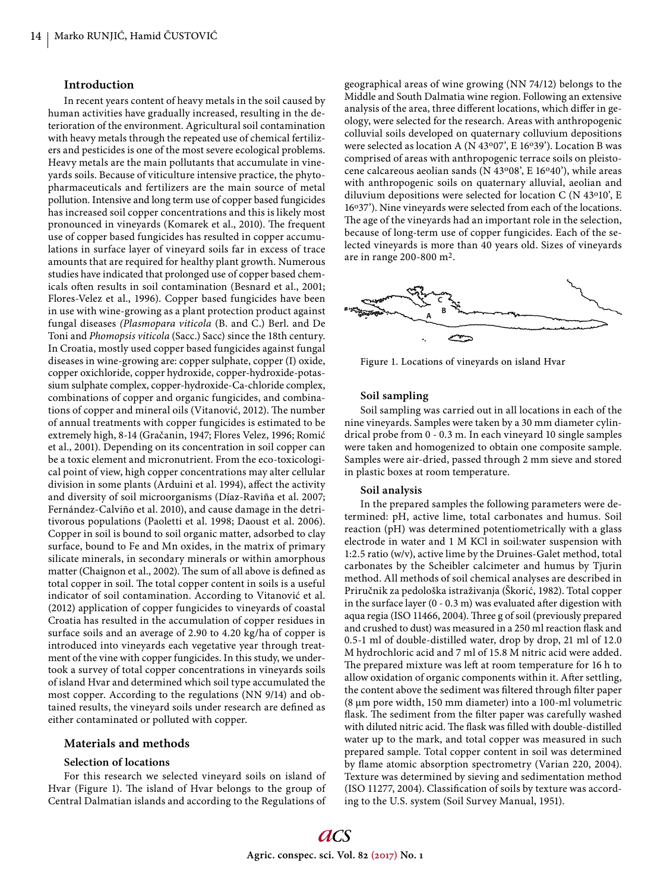## Introduction

In recent years content of heavy metals in the soil caused by human activities have gradually increased, resulting in the deterioration of the environment. Agricultural soil contamination with heavy metals through the repeated use of chemical fertilizers and pesticides is one of the most severe ecological problems. Heavy metals are the main pollutants that accumulate in vineyards soils. Because of viticulture intensive practice, the phytopharmaceuticals and fertilizers are the main source of metal pollution. Intensive and long term use of copper based fungicides has increased soil copper concentrations and this is likely most pronounced in vineyards (Komarek et al., 2010). The frequent use of copper based fungicides has resulted in copper accumulations in surface layer of vineyard soils far in excess of trace amounts that are required for healthy plant growth. Numerous studies have indicated that prolonged use of copper based chemicals often results in soil contamination (Besnard et al., 2001; Flores-Velez et al., 1996). Copper based fungicides have been in use with wine-growing as a plant protection product against fungal diseases *(Plasmopara viticola* (B. and C.) Berl. and De Toni and *Phomopsis viticola* (Sacc.) Sacc) since the 18th century. In Croatia, mostly used copper based fungicides against fungal diseases in wine-growing are: copper sulphate, copper (I) oxide, copper oxichloride, copper hydroxide, copper-hydroxide-potassium sulphate complex, copper-hydroxide-Ca-chloride complex, combinations of copper and organic fungicides, and combinations of copper and mineral oils (Vitanović, 2012). The number of annual treatments with copper fungicides is estimated to be extremely high, 8-14 (Gračanin, 1947; Flores Velez, 1996; Romić et al., 2001). Depending on its concentration in soil copper can be a toxic element and micronutrient. From the eco-toxicological point of view, high copper concentrations may alter cellular division in some plants (Arduini et al. 1994), affect the activity and diversity of soil microorganisms (Díaz-Raviña et al. 2007; Fernández-Calviño et al. 2010), and cause damage in the detritivorous populations (Paoletti et al. 1998; Daoust et al. 2006). Copper in soil is bound to soil organic matter, adsorbed to clay surface, bound to Fe and Mn oxides, in the matrix of primary silicate minerals, in secondary minerals or within amorphous matter (Chaignon et al., 2002). The sum of all above is defined as total copper in soil. The total copper content in soils is a useful indicator of soil contamination. According to Vitanović et al. (2012) application of copper fungicides to vineyards of coastal Croatia has resulted in the accumulation of copper residues in surface soils and an average of 2.90 to 4.20 kg/ha of copper is introduced into vineyards each vegetative year through treatment of the vine with copper fungicides. In this study, we undertook a survey of total copper concentrations in vineyards soils of island Hvar and determined which soil type accumulated the most copper. According to the regulations (NN 9/14) and obtained results, the vineyard soils under research are defined as either contaminated or polluted with copper.

## Materials and methods

### Selection of locations

For this research we selected vineyard soils on island of Hvar (Figure 1). The island of Hvar belongs to the group of Central Dalmatian islands and according to the Regulations of geographical areas of wine growing (NN 74/12) belongs to the Middle and South Dalmatia wine region. Following an extensive analysis of the area, three different locations, which differ in geology, were selected for the research. Areas with anthropogenic colluvial soils developed on quaternary colluvium depositions were selected as location A (N 43°07', E 16°39'). Location B was comprised of areas with anthropogenic terrace soils on pleistocene calcareous aeolian sands (N 43°08', E 16°40'), while areas with anthropogenic soils on quaternary alluvial, aeolian and diluvium depositions were selected for location C (N 43°10', E 16°37'). Nine vineyards were selected from each of the locations. The age of the vineyards had an important role in the selection, because of long-term use of copper fungicides. Each of the selected vineyards is more than 40 years old. Sizes of vineyards are in range 200-800 m$^2$.

Figure 1. Locations of vineyards on island Hvar

### Soil sampling

Soil sampling was carried out in all locations in each of the nine vineyards. Samples were taken by a 30 mm diameter cylindrical probe from 0 - 0.3 m. In each vineyard 10 single samples were taken and homogenized to obtain one composite sample. Samples were air-dried, passed through 2 mm sieve and stored in plastic boxes at room temperature.

### Soil analysis

In the prepared samples the following parameters were determined: pH, active lime, total carbonates and humus. Soil reaction (pH) was determined potentiometrically with a glass electrode in water and 1 M KCl in soil:water suspension with 1:2.5 ratio (w/v), active lime by the Druines-Galet method, total carbonates by the Scheibler calcimeter and humus by Tjurin method. All methods of soil chemical analyses are described in Priručnik za pedološka istraživanja (Škorić, 1982). Total copper in the surface layer (0 - 0.3 m) was evaluated after digestion with aqua regia (ISO 11466, 2004). Three g of soil (previously prepared and crushed to dust) was measured in a 250 ml reaction flask and 0.5-1 ml of double-distilled water, drop by drop, 21 ml of 12.0 M hydrochloric acid and 7 ml of 15.8 M nitric acid were added. The prepared mixture was left at room temperature for 16 h to allow oxidation of organic components within it. After settling, the content above the sediment was filtered through filter paper (8 µm pore width, 150 mm diameter) into a 100-ml volumetric flask. The sediment from the filter paper was carefully washed with diluted nitric acid. The flask was filled with double-distilled water up to the mark, and total copper was measured in such prepared sample. Total copper content in soil was determined by flame atomic absorption spectrometry (Varian 220, 2004). Texture was determined by sieving and sedimentation method (ISO 11277, 2004). Classification of soils by texture was according to the U.S. system (Soil Survey Manual, 1951).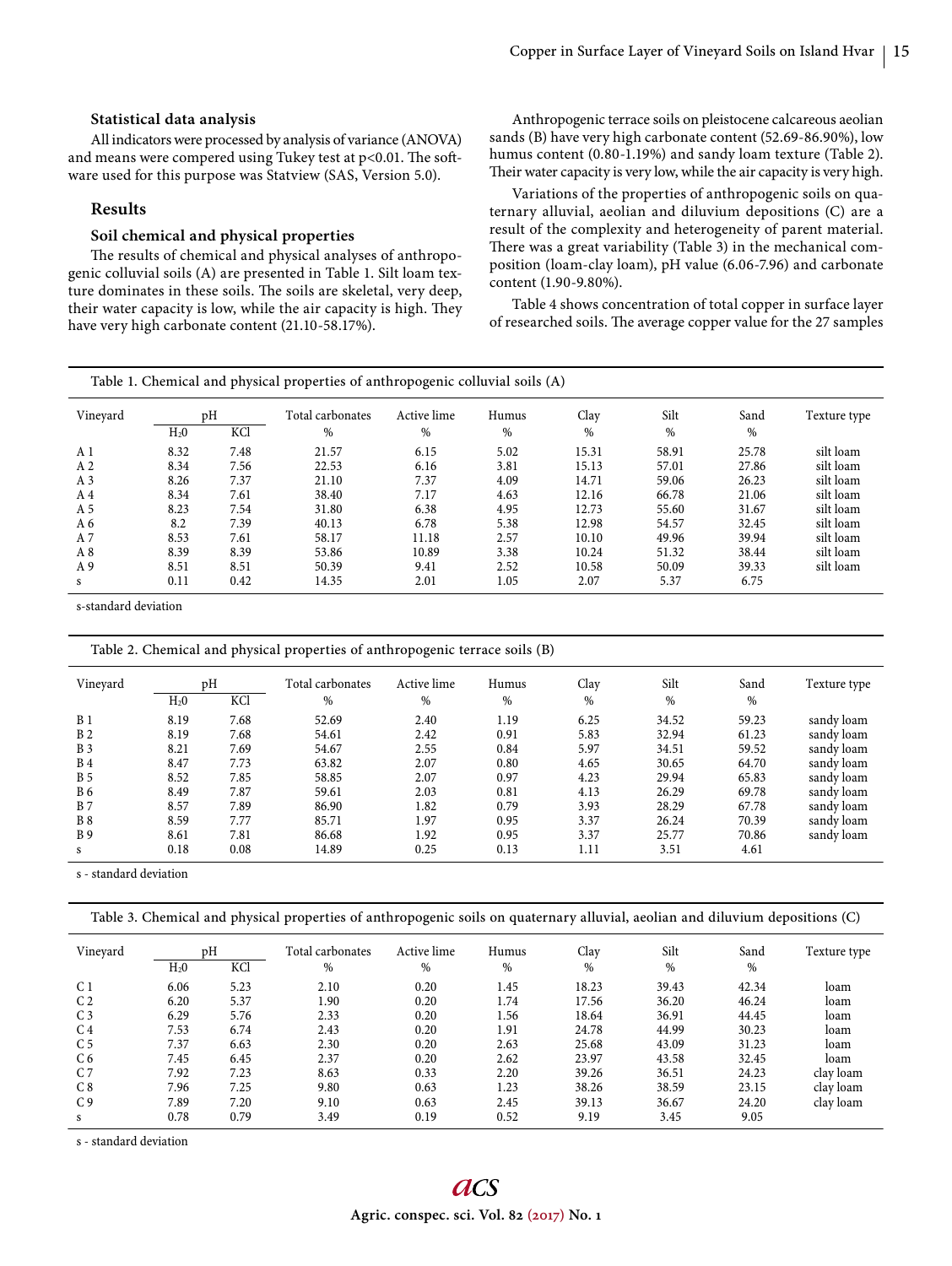**Statistical data analysis**

All indicators were processed by analysis of variance (ANOVA) and means were compered using Tukey test at p<0.01. The software used for this purpose was Statview (SAS, Version 5.0).

## Results

### Soil chemical and physical properties

The results of chemical and physical analyses of anthropogenic colluvial soils (A) are presented in Table 1. Silt loam texture dominates in these soils. The soils are skeletal, very deep, their water capacity is low, while the air capacity is high. They have very high carbonate content (21.10-58.17%).

Anthropogenic terrace soils on pleistocene calcareous aeolian sands (B) have very high carbonate content (52.69-86.90%), low humus content (0.80-1.19%) and sandy loam texture (Table 2). Their water capacity is very low, while the air capacity is very high.

Variations of the properties of anthropogenic soils on quaternary alluvial, aeolian and diluvium depositions (C) are a result of the complexity and heterogeneity of parent material. There was a great variability (Table 3) in the mechanical composition (loam-clay loam), pH value (6.06-7.96) and carbonate content (1.90-9.80%).

Table 4 shows concentration of total copper in surface layer of researched soils. The average copper value for the 27 samples

Table 1. Chemical and physical properties of anthropogenic colluvial soils (A)

| Vineyard | pH | | Total carbonates | Active lime | Humus | Clay | Silt | Sand | Texture type |
|---|---|---|---|---|---|---|---|---|---|
| | $H_20$ | KCl | % | % | % | % | % | % | |
| A 1 | 8.32 | 7.48 | 21.57 | 6.15 | 5.02 | 15.31 | 58.91 | 25.78 | silt loam |
| A 2 | 8.34 | 7.56 | 22.53 | 6.16 | 3.81 | 15.13 | 57.01 | 27.86 | silt loam |
| A 3 | 8.26 | 7.37 | 21.10 | 7.37 | 4.09 | 14.71 | 59.06 | 26.23 | silt loam |
| A 4 | 8.34 | 7.61 | 38.40 | 7.17 | 4.63 | 12.16 | 66.78 | 21.06 | silt loam |
| A 5 | 8.23 | 7.54 | 31.80 | 6.38 | 4.95 | 12.73 | 55.60 | 31.67 | silt loam |
| A 6 | 8.2 | 7.39 | 40.13 | 6.78 | 5.38 | 12.98 | 54.57 | 32.45 | silt loam |
| A 7 | 8.53 | 7.61 | 58.17 | 11.18 | 2.57 | 10.10 | 49.96 | 39.94 | silt loam |
| A 8 | 8.39 | 8.39 | 53.86 | 10.89 | 3.38 | 10.24 | 51.32 | 38.44 | silt loam |
| A 9 | 8.51 | 8.51 | 50.39 | 9.41 | 2.52 | 10.58 | 50.09 | 39.33 | silt loam |
| s | 0.11 | 0.42 | 14.35 | 2.01 | 1.05 | 2.07 | 5.37 | 6.75 | |

s-standard deviation

Table 2. Chemical and physical properties of anthropogenic terrace soils (B)

| Vineyard | pH | | Total carbonates | Active lime | Humus | Clay | Silt | Sand | Texture type |
|---|---|---|---|---|---|---|---|---|---|
| | $H_20$ | KCl | % | % | % | % | % | % | |
| B 1 | 8.19 | 7.68 | 52.69 | 2.40 | 1.19 | 6.25 | 34.52 | 59.23 | sandy loam |
| B 2 | 8.19 | 7.68 | 54.61 | 2.42 | 0.91 | 5.83 | 32.94 | 61.23 | sandy loam |
| B 3 | 8.21 | 7.69 | 54.67 | 2.55 | 0.84 | 5.97 | 34.51 | 59.52 | sandy loam |
| B 4 | 8.47 | 7.73 | 63.82 | 2.07 | 0.80 | 4.65 | 30.65 | 64.70 | sandy loam |
| B 5 | 8.52 | 7.85 | 58.85 | 2.07 | 0.97 | 4.23 | 29.94 | 65.83 | sandy loam |
| B 6 | 8.49 | 7.87 | 59.61 | 2.03 | 0.81 | 4.13 | 26.29 | 69.78 | sandy loam |
| B 7 | 8.57 | 7.89 | 86.90 | 1.82 | 0.79 | 3.93 | 28.29 | 67.78 | sandy loam |
| B 8 | 8.59 | 7.77 | 85.71 | 1.97 | 0.95 | 3.37 | 26.24 | 70.39 | sandy loam |
| B 9 | 8.61 | 7.81 | 86.68 | 1.92 | 0.95 | 3.37 | 25.77 | 70.86 | sandy loam |
| s | 0.18 | 0.08 | 14.89 | 0.25 | 0.13 | 1.11 | 3.51 | 4.61 | |

s - standard deviation

Table 3. Chemical and physical properties of anthropogenic soils on quaternary alluvial, aeolian and diluvium depositions (C)

| Vineyard | pH | | Total carbonates | Active lime | Humus | Clay | Silt | Sand | Texture type |
|---|---|---|---|---|---|---|---|---|---|
| | $H_20$ | KCl | % | % | % | % | % | % | |
| C 1 | 6.06 | 5.23 | 2.10 | 0.20 | 1.45 | 18.23 | 39.43 | 42.34 | loam |
| C 2 | 6.20 | 5.37 | 1.90 | 0.20 | 1.74 | 17.56 | 36.20 | 46.24 | loam |
| C 3 | 6.29 | 5.76 | 2.33 | 0.20 | 1.56 | 18.64 | 36.91 | 44.45 | loam |
| C 4 | 7.53 | 6.74 | 2.43 | 0.20 | 1.91 | 24.78 | 44.99 | 30.23 | loam |
| C 5 | 7.37 | 6.63 | 2.30 | 0.20 | 2.63 | 25.68 | 43.09 | 31.23 | loam |
| C 6 | 7.45 | 6.45 | 2.37 | 0.20 | 2.62 | 23.97 | 43.58 | 32.45 | loam |
| C 7 | 7.92 | 7.23 | 8.63 | 0.33 | 2.20 | 39.26 | 36.51 | 24.23 | clay loam |
| C 8 | 7.96 | 7.25 | 9.80 | 0.63 | 1.23 | 38.26 | 38.59 | 23.15 | clay loam |
| C 9 | 7.89 | 7.20 | 9.10 | 0.63 | 2.45 | 39.13 | 36.67 | 24.20 | clay loam |
| s | 0.78 | 0.79 | 3.49 | 0.19 | 0.52 | 9.19 | 3.45 | 9.05 | |

s - standard deviation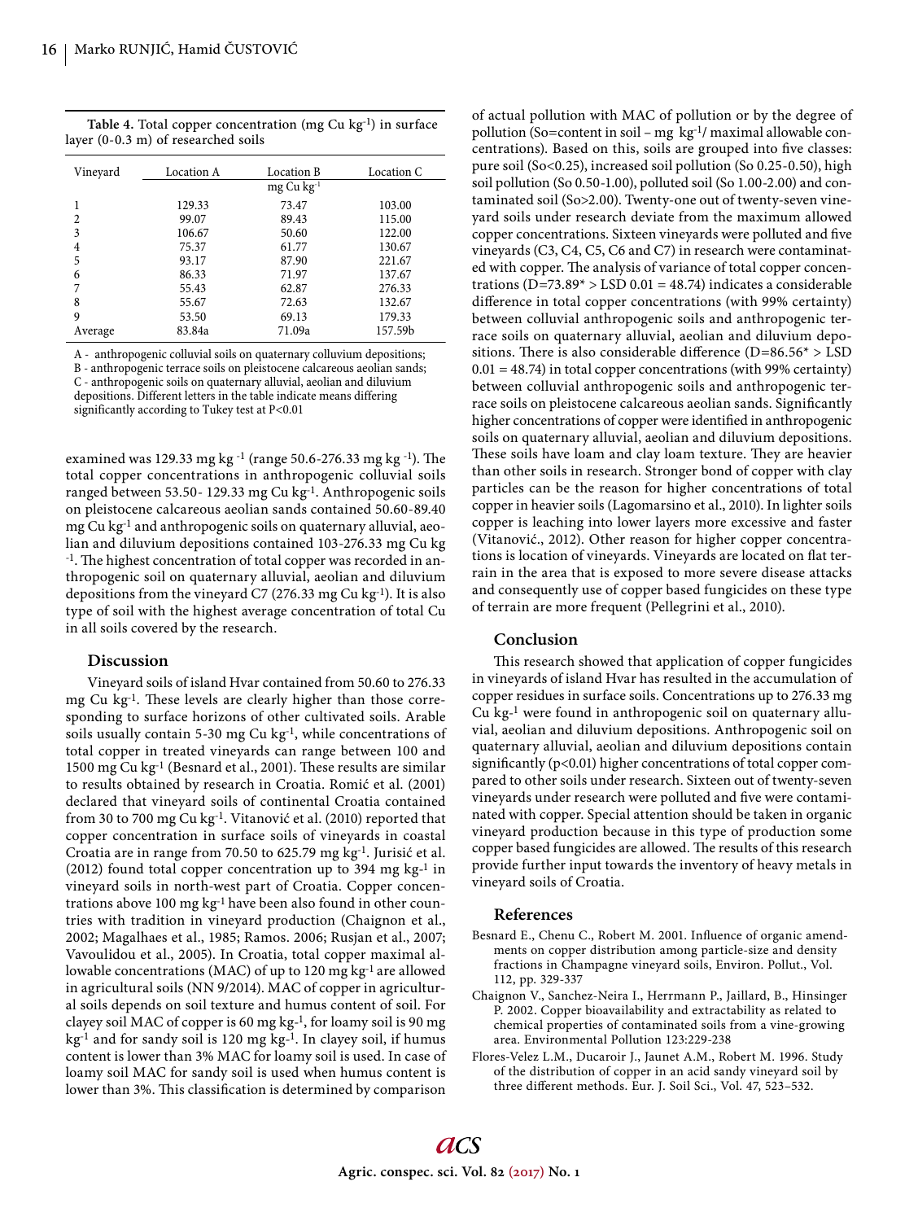**Table 4.** Total copper concentration (mg Cu kg$^{-1}$) in surface layer (0-0.3 m) of researched soils

| Vineyard | Location A | Location B | Location C |
|---|---|---|---|
| | | mg Cu kg$^{-1}$ | |
| 1 | 129.33 | 73.47 | 103.00 |
| 2 | 99.07 | 89.43 | 115.00 |
| 3 | 106.67 | 50.60 | 122.00 |
| 4 | 75.37 | 61.77 | 130.67 |
| 5 | 93.17 | 87.90 | 221.67 |
| 6 | 86.33 | 71.97 | 137.67 |
| 7 | 55.43 | 62.87 | 276.33 |
| 8 | 55.67 | 72.63 | 132.67 |
| 9 | 53.50 | 69.13 | 179.33 |
| Average | 83.84a | 71.09a | 157.59b |

A - anthropogenic colluvial soils on quaternary colluvium depositions;
B - anthropogenic terrace soils on pleistocene calcareous aeolian sands;
C - anthropogenic soils on quaternary alluvial, aeolian and diluvium depositions. Different letters in the table indicate means differing significantly according to Tukey test at P<0.01

examined was 129.33 mg kg$^{-1}$ (range 50.6-276.33 mg kg$^{-1}$). The total copper concentrations in anthropogenic colluvial soils ranged between 53.50- 129.33 mg Cu kg$^{-1}$. Anthropogenic soils on pleistocene calcareous aeolian sands contained 50.60-89.40 mg Cu kg$^{-1}$ and anthropogenic soils on quaternary alluvial, aeolian and diluvium depositions contained 103-276.33 mg Cu kg$^{-1}$. The highest concentration of total copper was recorded in anthropogenic soil on quaternary alluvial, aeolian and diluvium depositions from the vineyard C7 (276.33 mg Cu kg$^{-1}$). It is also type of soil with the highest average concentration of total Cu in all soils covered by the research.

## Discussion

Vineyard soils of island Hvar contained from 50.60 to 276.33 mg Cu kg$^{-1}$. These levels are clearly higher than those corresponding to surface horizons of other cultivated soils. Arable soils usually contain 5-30 mg Cu kg$^{-1}$, while concentrations of total copper in treated vineyards can range between 100 and 1500 mg Cu kg$^{-1}$ (Besnard et al., 2001). These results are similar to results obtained by research in Croatia. Romić et al. (2001) declared that vineyard soils of continental Croatia contained from 30 to 700 mg Cu kg$^{-1}$. Vitanović et al. (2010) reported that copper concentration in surface soils of vineyards in coastal Croatia are in range from 70.50 to 625.79 mg kg$^{-1}$. Jurisić et al. (2012) found total copper concentration up to 394 mg kg$^{-1}$ in vineyard soils in north-west part of Croatia. Copper concentrations above 100 mg kg$^{-1}$ have been also found in other countries with tradition in vineyard production (Chaignon et al., 2002; Magalhaes et al., 1985; Ramos. 2006; Rusjan et al., 2007; Vavoulidou et al., 2005). In Croatia, total copper maximal allowable concentrations (MAC) of up to 120 mg kg$^{-1}$ are allowed in agricultural soils (NN 9/2014). MAC of copper in agricultural soils depends on soil texture and humus content of soil. For clayey soil MAC of copper is 60 mg kg$^{-1}$, for loamy soil is 90 mg kg$^{-1}$ and for sandy soil is 120 mg kg$^{-1}$. In clayey soil, if humus content is lower than 3% MAC for loamy soil is used. In case of loamy soil MAC for sandy soil is used when humus content is lower than 3%. This classification is determined by comparison of actual pollution with MAC of pollution or by the degree of pollution (So=content in soil – mg kg$^{-1}$/ maximal allowable concentrations). Based on this, soils are grouped into five classes: pure soil (So<0.25), increased soil pollution (So 0.25-0.50), high soil pollution (So 0.50-1.00), polluted soil (So 1.00-2.00) and contaminated soil (So>2.00). Twenty-one out of twenty-seven vineyard soils under research deviate from the maximum allowed copper concentrations. Sixteen vineyards were polluted and five vineyards (C3, C4, C5, C6 and C7) in research were contaminated with copper. The analysis of variance of total copper concentrations (D=73.89* > LSD 0.01 = 48.74) indicates a considerable difference in total copper concentrations (with 99% certainty) between colluvial anthropogenic soils and anthropogenic terrace soils on quaternary alluvial, aeolian and diluvium depositions. There is also considerable difference (D=86.56* > LSD 0.01 = 48.74) in total copper concentrations (with 99% certainty) between colluvial anthropogenic soils and anthropogenic terrace soils on pleistocene calcareous aeolian sands. Significantly higher concentrations of copper were identified in anthropogenic soils on quaternary alluvial, aeolian and diluvium depositions. These soils have loam and clay loam texture. They are heavier than other soils in research. Stronger bond of copper with clay particles can be the reason for higher concentrations of total copper in heavier soils (Lagomarsino et al., 2010). In lighter soils copper is leaching into lower layers more excessive and faster (Vitanović., 2012). Other reason for higher copper concentrations is location of vineyards. Vineyards are located on flat terrain in the area that is exposed to more severe disease attacks and consequently use of copper based fungicides on these type of terrain are more frequent (Pellegrini et al., 2010).

## Conclusion

This research showed that application of copper fungicides in vineyards of island Hvar has resulted in the accumulation of copper residues in surface soils. Concentrations up to 276.33 mg Cu kg$^{-1}$ were found in anthropogenic soil on quaternary alluvial, aeolian and diluvium depositions. Anthropogenic soil on quaternary alluvial, aeolian and diluvium depositions contain significantly (p<0.01) higher concentrations of total copper compared to other soils under research. Sixteen out of twenty-seven vineyards under research were polluted and five were contaminated with copper. Special attention should be taken in organic vineyard production because in this type of production some copper based fungicides are allowed. The results of this research provide further input towards the inventory of heavy metals in vineyard soils of Croatia.

## References

Besnard E., Chenu C., Robert M. 2001. Influence of organic amendments on copper distribution among particle-size and density fractions in Champagne vineyard soils, Environ. Pollut., Vol. 112, pp. 329-337

Chaignon V., Sanchez-Neira I., Herrmann P., Jaillard, B., Hinsinger P. 2002. Copper bioavailability and extractability as related to chemical properties of contaminated soils from a vine-growing area. Environmental Pollution 123:229-238

Flores-Velez L.M., Ducaroir J., Jaunet A.M., Robert M. 1996. Study of the distribution of copper in an acid sandy vineyard soil by three different methods. Eur. J. Soil Sci., Vol. 47, 523–532.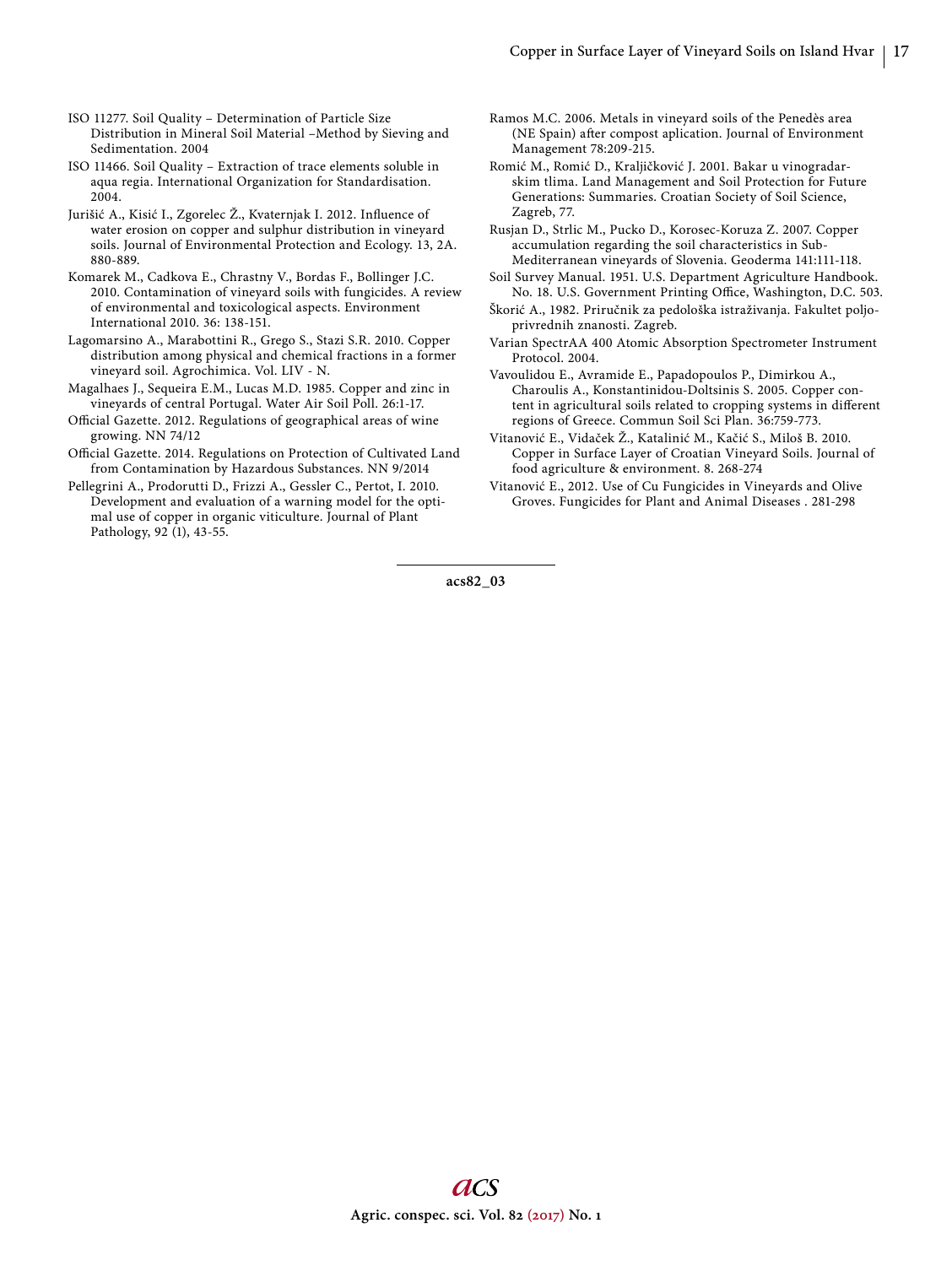ISO 11277. Soil Quality – Determination of Particle Size Distribution in Mineral Soil Material –Method by Sieving and Sedimentation. 2004

ISO 11466. Soil Quality – Extraction of trace elements soluble in aqua regia. International Organization for Standardisation. 2004.

Jurišić A., Kisić I., Zgorelec Ž., Kvaternjak I. 2012. Influence of water erosion on copper and sulphur distribution in vineyard soils. Journal of Environmental Protection and Ecology. 13, 2A. 880-889.

Komarek M., Cadkova E., Chrastny V., Bordas F., Bollinger J.C. 2010. Contamination of vineyard soils with fungicides. A review of environmental and toxicological aspects. Environment International 2010. 36: 138-151.

Lagomarsino A., Marabottini R., Grego S., Stazi S.R. 2010. Copper distribution among physical and chemical fractions in a former vineyard soil. Agrochimica. Vol. LIV - N.

Magalhaes J., Sequeira E.M., Lucas M.D. 1985. Copper and zinc in vineyards of central Portugal. Water Air Soil Poll. 26:1-17.

Official Gazette. 2012. Regulations of geographical areas of wine growing. NN 74/12

Official Gazette. 2014. Regulations on Protection of Cultivated Land from Contamination by Hazardous Substances. NN 9/2014

Pellegrini A., Prodorutti D., Frizzi A., Gessler C., Pertot, I. 2010. Development and evaluation of a warning model for the optimal use of copper in organic viticulture. Journal of Plant Pathology, 92 (1), 43-55.

Ramos M.C. 2006. Metals in vineyard soils of the Penedès area (NE Spain) after compost aplication. Journal of Environment Management 78:209-215.

Romić M., Romić D., Kraljičković J. 2001. Bakar u vinogradarskim tlima. Land Management and Soil Protection for Future Generations: Summaries. Croatian Society of Soil Science, Zagreb, 77.

Rusjan D., Strlic M., Pucko D., Korosec-Koruza Z. 2007. Copper accumulation regarding the soil characteristics in Sub-Mediterranean vineyards of Slovenia. Geoderma 141:111-118.

Soil Survey Manual. 1951. U.S. Department Agriculture Handbook. No. 18. U.S. Government Printing Office, Washington, D.C. 503.

Škorić A., 1982. Priručnik za pedološka istraživanja. Fakultet poljoprivrednih znanosti. Zagreb.

Varian SpectrAA 400 Atomic Absorption Spectrometer Instrument Protocol. 2004.

Vavoulidou E., Avramide E., Papadopoulos P., Dimirkou A., Charoulis A., Konstantinidou-Doltsinis S. 2005. Copper content in agricultural soils related to cropping systems in different regions of Greece. Commun Soil Sci Plan. 36:759-773.

Vitanović E., Vidaček Ž., Katalinić M., Kačić S., Miloš B. 2010. Copper in Surface Layer of Croatian Vineyard Soils. Journal of food agriculture & environment. 8. 268-274

Vitanović E., 2012. Use of Cu Fungicides in Vineyards and Olive Groves. Fungicides for Plant and Animal Diseases . 281-298

acs82_03